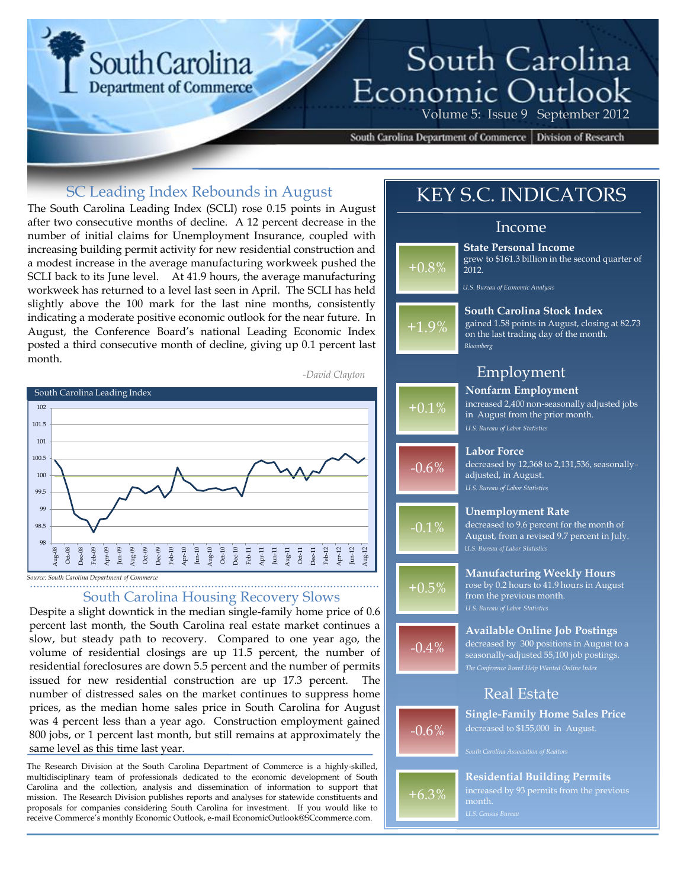# South Carolina Economic Outlook

Volume 5: Issue 9 September 2012

South Carolina Department of Commerce | Division of Research

## SC Leading Index Rebounds in August

The South Carolina Leading Index (SCLI) rose 0.15 points in August after two consecutive months of decline. A 12 percent decrease in the number of initial claims for Unemployment Insurance, coupled with increasing building permit activity for new residential construction and a modest increase in the average manufacturing workweek pushed the SCLI back to its June level. At 41.9 hours, the average manufacturing workweek has returned to a level last seen in April. The SCLI has held slightly above the 100 mark for the last nine months, consistently indicating a moderate positive economic outlook for the near future. In August, the Conference Board's national Leading Economic Index posted a third consecutive month of decline, giving up 0.1 percent last month.

*-David Clayton*

South Carolina Leading Index

*Source: South Carolina Department of Commerce*

## South Carolina Housing Recovery Slows

Despite a slight downtick in the median single-family home price of 0.6 percent last month, the South Carolina real estate market continues a slow, but steady path to recovery. Compared to one year ago, the volume of residential closings are up 11.5 percent, the number of residential foreclosures are down 5.5 percent and the number of permits issued for new residential construction are up 17.3 percent. The number of distressed sales on the market continues to suppress home prices, as the median home sales price in South Carolina for August was 4 percent less than a year ago. Construction employment gained 800 jobs, or 1 percent last month, but still remains at approximately the same level as this time last year.

The Research Division at the South Carolina Department of Commerce is a highly-skilled, multidisciplinary team of professionals dedicated to the economic development of South Carolina and the collection, analysis and dissemination of information to support that mission. The Research Division publishes reports and analyses for statewide constituents and proposals for companies considering South Carolina for investment. If you would like to receive Commerce's monthly Economic Outlook, e-mail EconomicOutlook@SCcommerce.com.

## KEY S.C. INDICATORS

### Income

**+0.8%** — **State Personal Income** grew to $161.3 billion in the second quarter of 2012.
*U.S. Bureau of Economic Analysis*

**+1.9%** — **South Carolina Stock Index** gained 1.58 points in August, closing at 82.73 on the last trading day of the month.
*Bloomberg*

### Employment

**+0.1%** — **Nonfarm Employment** increased 2,400 non-seasonally adjusted jobs in August from the prior month.
*U.S. Bureau of Labor Statistics*

**-0.6%** — **Labor Force** decreased by 12,368 to 2,131,536, seasonally-adjusted, in August.
*U.S. Bureau of Labor Statistics*

**-0.1%** — **Unemployment Rate** decreased to 9.6 percent for the month of August, from a revised 9.7 percent in July.
*U.S. Bureau of Labor Statistics*

**+0.5%** — **Manufacturing Weekly Hours** rose by 0.2 hours to 41.9 hours in August from the previous month.
*U.S. Bureau of Labor Statistics*

**-0.4%** — **Available Online Job Postings** decreased by 300 positions in August to a seasonally-adjusted 55,100 job postings.
*The Conference Board Help Wanted Online Index*

### Real Estate

**-0.6%** — **Single-Family Home Sales Price** decreased to $155,000 in August.
*South Carolina Association of Realtors*

**+6.3%** — **Residential Building Permits** increased by 93 permits from the previous month.
*U.S. Census Bureau*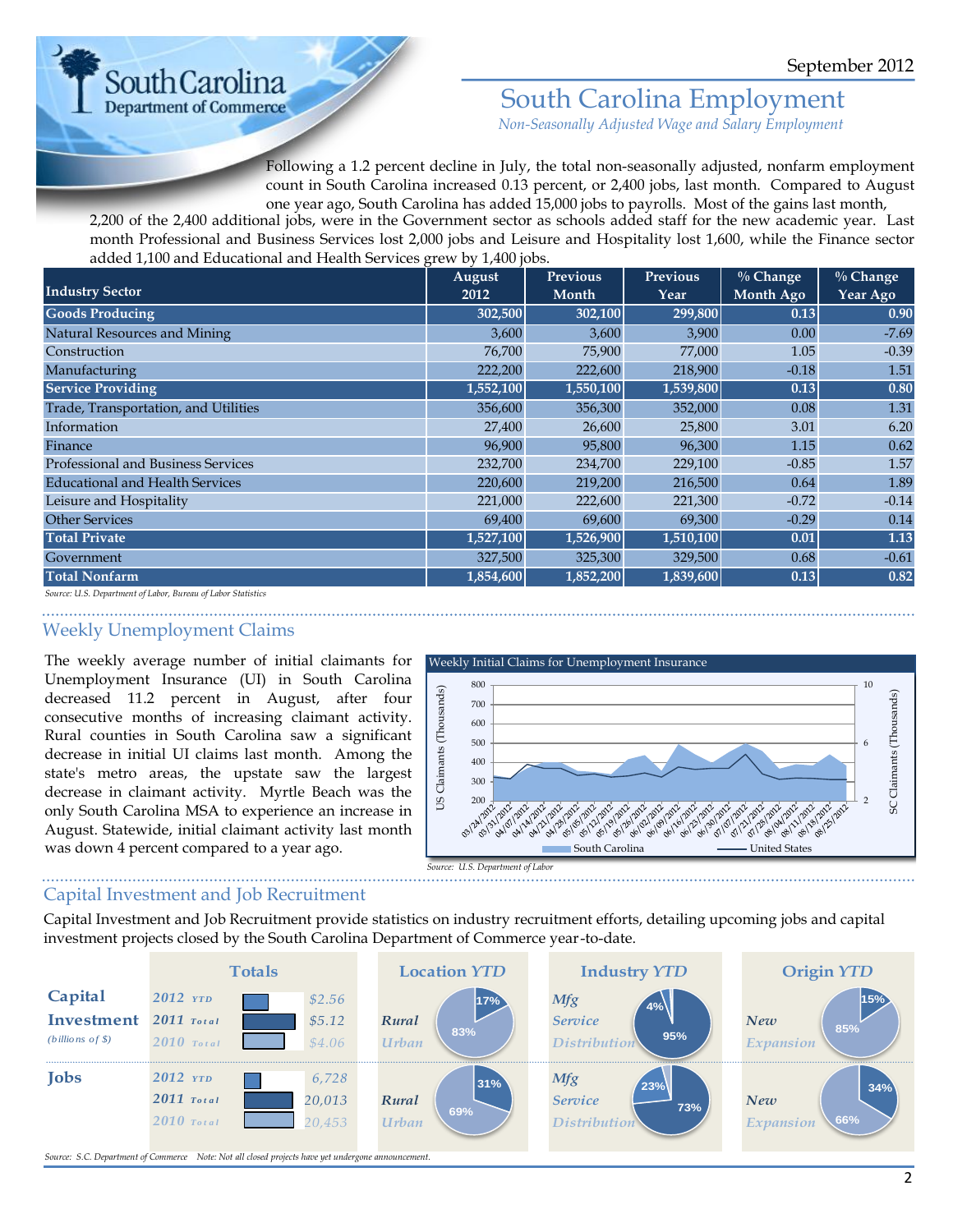# South Carolina Employment

*Non-Seasonally Adjusted Wage and Salary Employment*

September 2012

Following a 1.2 percent decline in July, the total non-seasonally adjusted, nonfarm employment count in South Carolina increased 0.13 percent, or 2,400 jobs, last month. Compared to August one year ago, South Carolina has added 15,000 jobs to payrolls. Most of the gains last month, 2,200 of the 2,400 additional jobs, were in the Government sector as schools added staff for the new academic year. Last month Professional and Business Services lost 2,000 jobs and Leisure and Hospitality lost 1,600, while the Finance sector added 1,100 and Educational and Health Services grew by 1,400 jobs.

| Industry Sector | August 2012 | Previous Month | Previous Year | % Change Month Ago | % Change Year Ago |
|---|---|---|---|---|---|
| **Goods Producing** | 302,500 | 302,100 | 299,800 | 0.13 | 0.90 |
| Natural Resources and Mining | 3,600 | 3,600 | 3,900 | 0.00 | -7.69 |
| Construction | 76,700 | 75,900 | 77,000 | 1.05 | -0.39 |
| Manufacturing | 222,200 | 222,600 | 218,900 | -0.18 | 1.51 |
| **Service Providing** | 1,552,100 | 1,550,100 | 1,539,800 | 0.13 | 0.80 |
| Trade, Transportation, and Utilities | 356,600 | 356,300 | 352,000 | 0.08 | 1.31 |
| Information | 27,400 | 26,600 | 25,800 | 3.01 | 6.20 |
| Finance | 96,900 | 95,800 | 96,300 | 1.15 | 0.62 |
| Professional and Business Services | 232,700 | 234,700 | 229,100 | -0.85 | 1.57 |
| Educational and Health Services | 220,600 | 219,200 | 216,500 | 0.64 | 1.89 |
| Leisure and Hospitality | 221,000 | 222,600 | 221,300 | -0.72 | -0.14 |
| Other Services | 69,400 | 69,600 | 69,300 | -0.29 | 0.14 |
| **Total Private** | 1,527,100 | 1,526,900 | 1,510,100 | 0.01 | 1.13 |
| Government | 327,500 | 325,300 | 329,500 | 0.68 | -0.61 |
| **Total Nonfarm** | 1,854,600 | 1,852,200 | 1,839,600 | 0.13 | 0.82 |

*Source: U.S. Department of Labor, Bureau of Labor Statistics*

## Weekly Unemployment Claims

The weekly average number of initial claimants for Unemployment Insurance (UI) in South Carolina decreased 11.2 percent in August, after four consecutive months of increasing claimant activity. Rural counties in South Carolina saw a significant decrease in initial UI claims last month. Among the state's metro areas, the upstate saw the largest decrease in claimant activity. Myrtle Beach was the only South Carolina MSA to experience an increase in August. Statewide, initial claimant activity last month was down 4 percent compared to a year ago.

Weekly Initial Claims for Unemployment Insurance

*Source: U.S. Department of Labor*

## Capital Investment and Job Recruitment

Capital Investment and Job Recruitment provide statistics on industry recruitment efforts, detailing upcoming jobs and capital investment projects closed by the South Carolina Department of Commerce year-to-date.

| | Totals | | Location YTD | Industry YTD | Origin YTD |
|---|---|---|---|---|---|
| **Capital Investment** (billions of $) | 2012 YTD | $2.56 | Rural 83% | Mfg 95% | New 15% |
| | 2011 Total | $5.12 | Urban 17% | Service 4% | Expansion 85% |
| | 2010 Total | $4.06 | | Distribution | |
| **Jobs** | 2012 YTD | 6,728 | Rural 69% | Mfg 73% | New 34% |
| | 2011 Total | 20,013 | Urban 31% | Service 23% | Expansion 66% |
| | 2010 Total | 20,453 | | Distribution | |

*Source: S.C. Department of Commerce Note: Not all closed projects have yet undergone announcement.*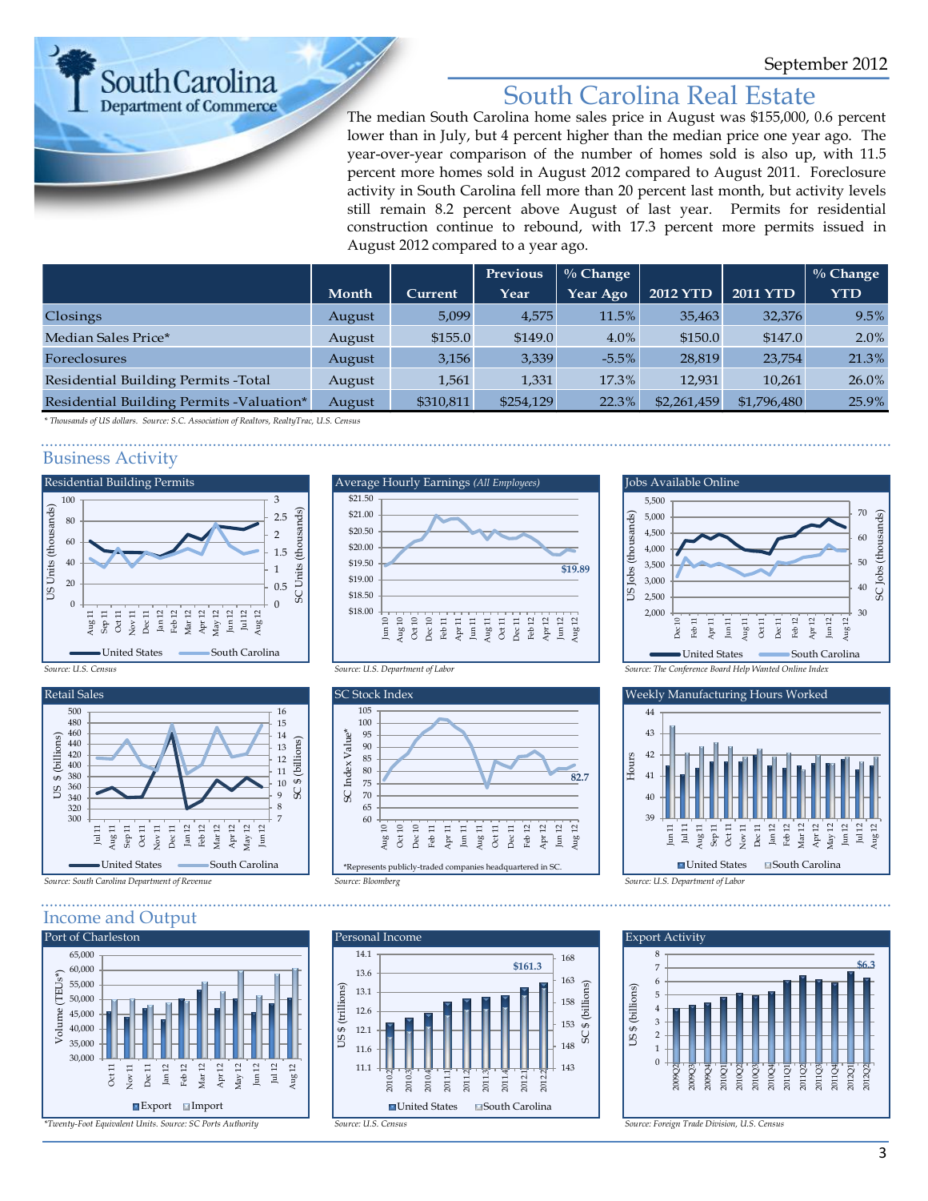September 2012

# South Carolina Real Estate

The median South Carolina home sales price in August was $155,000, 0.6 percent lower than in July, but 4 percent higher than the median price one year ago. The year-over-year comparison of the number of homes sold is also up, with 11.5 percent more homes sold in August 2012 compared to August 2011. Foreclosure activity in South Carolina fell more than 20 percent last month, but activity levels still remain 8.2 percent above August of last year. Permits for residential construction continue to rebound, with 17.3 percent more permits issued in August 2012 compared to a year ago.

| | Month | Current | Previous Year | % Change Year Ago | 2012 YTD | 2011 YTD | % Change YTD |
|---|---|---|---|---|---|---|---|
| Closings | August | 5,099 | 4,575 | 11.5% | 35,463 | 32,376 | 9.5% |
| Median Sales Price* | August | $155.0 | $149.0 | 4.0% | $150.0 | $147.0 | 2.0% |
| Foreclosures | August | 3,156 | 3,339 | -5.5% | 28,819 | 23,754 | 21.3% |
| Residential Building Permits -Total | August | 1,561 | 1,331 | 17.3% | 12,931 | 10,261 | 26.0% |
| Residential Building Permits -Valuation* | August | $310,811 | $254,129 | 22.3% | $2,261,459 | $1,796,480 | 25.9% |

*\* Thousands of US dollars. Source: S.C. Association of Realtors, RealtyTrac, U.S. Census*

## Business Activity

**Residential Building Permits**

Source: U.S. Census

**Average Hourly Earnings (All Employees)**

Source: U.S. Department of Labor

**Jobs Available Online**

Source: The Conference Board Help Wanted Online Index

**Retail Sales**

Source: South Carolina Department of Revenue

**SC Stock Index**

*Represents publicly-traded companies headquartered in SC.

Source: Bloomberg

**Weekly Manufacturing Hours Worked**

Source: U.S. Department of Labor

## Income and Output

**Port of Charleston**

*Twenty-Foot Equivalent Units. Source: SC Ports Authority

**Personal Income**

Source: U.S. Census

**Export Activity**

Source: Foreign Trade Division, U.S. Census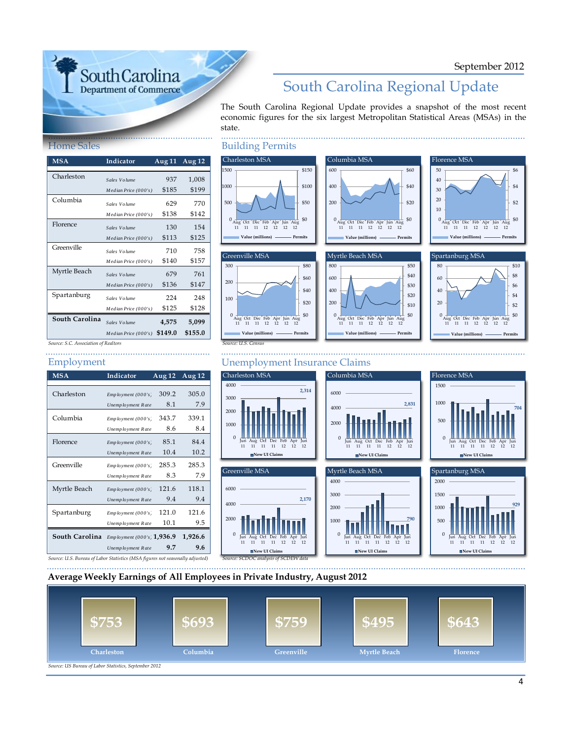South Carolina Department of Commerce

September 2012

# South Carolina Regional Update

The South Carolina Regional Update provides a snapshot of the most recent economic figures for the six largest Metropolitan Statistical Areas (MSAs) in the state.

## Home Sales

| MSA | Indicator | Aug 11 | Aug 12 |
|---|---|---|---|
| Charleston | Sales Volume | 937 | 1,008 |
| | Median Price (000's) | $185 | $199 |
| Columbia | Sales Volume | 629 | 770 |
| | Median Price (000's) | $138 | $142 |
| Florence | Sales Volume | 130 | 154 |
| | Median Price (000's) | $113 | $125 |
| Greenville | Sales Volume | 710 | 758 |
| | Median Price (000's) | $140 | $157 |
| Myrtle Beach | Sales Volume | 679 | 761 |
| | Median Price (000's) | $136 | $147 |
| Spartanburg | Sales Volume | 224 | 248 |
| | Median Price (000's) | $125 | $128 |
| **South Carolina** | Sales Volume | **4,575** | **5,099** |
| | Median Price (000's) | **$149.0** | **$155.0** |

*Source: S.C. Association of Realtors*

## Building Permits

Charleston MSA
1500 1000 500 0
$150 $100 $50 $0
Aug 11, Oct 11, Dec 11, Feb 12, Apr 12, Jun 12, Aug 12
Value (millions) — Permits

Columbia MSA
600 400 200 0
$60 $40 $20 $0
Aug 11, Oct 11, Dec 11, Feb 12, Apr 12, Jun 12, Aug 12
Value (millions) — Permits

Florence MSA
50 40 30 20 10 0
$6 $4 $2 $0
Aug 11, Oct 11, Dec 11, Feb 12, Apr 12, Jun 12, Aug 12
Value (millions) — Permits

Greenville MSA
300 200 100 0
$80 $60 $40 $20 $0
Aug 11, Oct 11, Dec 11, Feb 12, Apr 12, Jun 12, Aug 12
Value (millions) — Permits

Myrtle Beach MSA
800 600 400 200 0
$50 $40 $30 $20 $10 $0
Aug 11, Oct 11, Dec 11, Feb 12, Apr 12, Jun 12, Aug 12
Value (millions) — Permits

Spartanburg MSA
80 60 40 20 0
$10 $8 $6 $4 $2 $0
Aug 11, Oct 11, Dec 11, Feb 12, Apr 12, Jun 12, Aug 12
Value (millions) — Permits

*Source: U.S. Census*

## Employment

| MSA | Indicator | Aug 12 | Aug 12 |
|---|---|---|---|
| Charleston | Employment (000's) | 309.2 | 305.0 |
| | Unemployment Rate | 8.1 | 7.9 |
| Columbia | Employment (000's) | 343.7 | 339.1 |
| | Unemployment Rate | 8.6 | 8.4 |
| Florence | Employment (000's) | 85.1 | 84.4 |
| | Unemployment Rate | 10.4 | 10.2 |
| Greenville | Employment (000's) | 285.3 | 285.3 |
| | Unemployment Rate | 8.3 | 7.9 |
| Myrtle Beach | Employment (000's) | 121.6 | 118.1 |
| | Unemployment Rate | 9.4 | 9.4 |
| Spartanburg | Employment (000's) | 121.0 | 121.6 |
| | Unemployment Rate | 10.1 | 9.5 |
| **South Carolina** | Employment (000's) | **1,936.9** | **1,926.6** |
| | Unemployment Rate | **9.7** | **9.6** |

*Source: U.S. Bureau of Labor Statistics (MSA figures not seasonally adjusted)*

## Unemployment Insurance Claims

Charleston MSA
4000 3000 2000 1000 0
2,314
Jun 11, Aug 11, Oct 11, Dec 11, Feb 12, Apr 12, Jun 12
New UI Claims

Columbia MSA
6000 4000 2000 0
2,831
Jun 11, Aug 11, Oct 11, Dec 11, Feb 12, Apr 12, Jun 12
New UI Claims

Florence MSA
1500 1000 500 0
704
Jun 11, Aug 11, Oct 11, Dec 11, Feb 12, Apr 12, Jun 12
New UI Claims

Greenville MSA
6000 4000 2000 0
2,170
Jun 11, Aug 11, Oct 11, Dec 11, Feb 12, Apr 12, Jun 12
New UI Claims

Myrtle Beach MSA
4000 3000 2000 1000 0
790
Jun 11, Aug 11, Oct 11, Dec 11, Feb 12, Apr 12, Jun 12
New UI Claims

Spartanburg MSA
2000 1500 1000 500 0
929
Jun 11, Aug 11, Oct 11, Dec 11, Feb 12, Apr 12, Jun 12
New UI Claims

*Source: SCDOC analysis of SCDEW data*

## Average Weekly Earnings of All Employees in Private Industry, August 2012

| Charleston | Columbia | Greenville | Myrtle Beach | Florence |
|---|---|---|---|---|
| $753 | $693 | $759 | $495 | $643 |

*Source: US Bureau of Labor Statistics, September 2012*